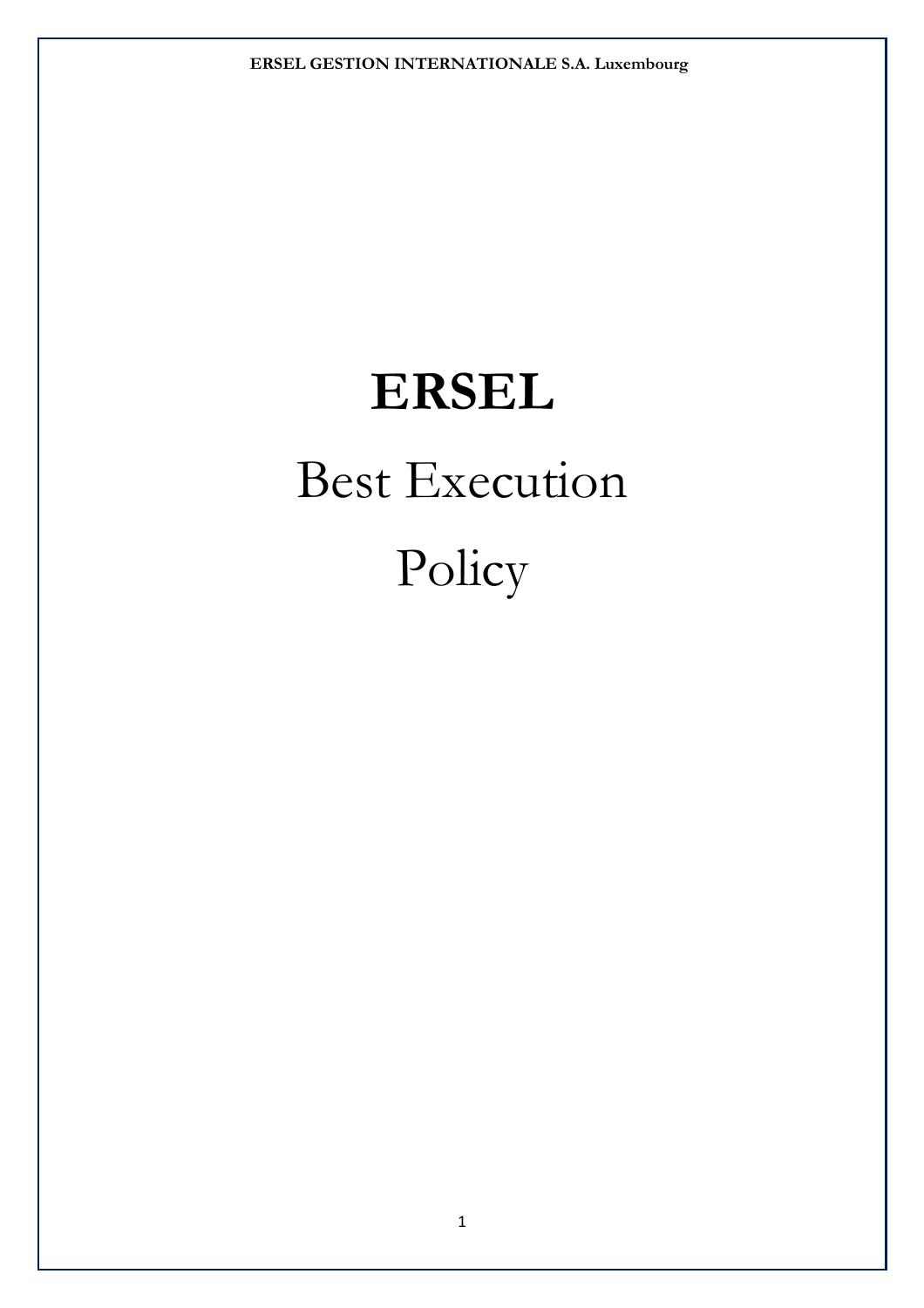# ERSEL

# Best Execution Policy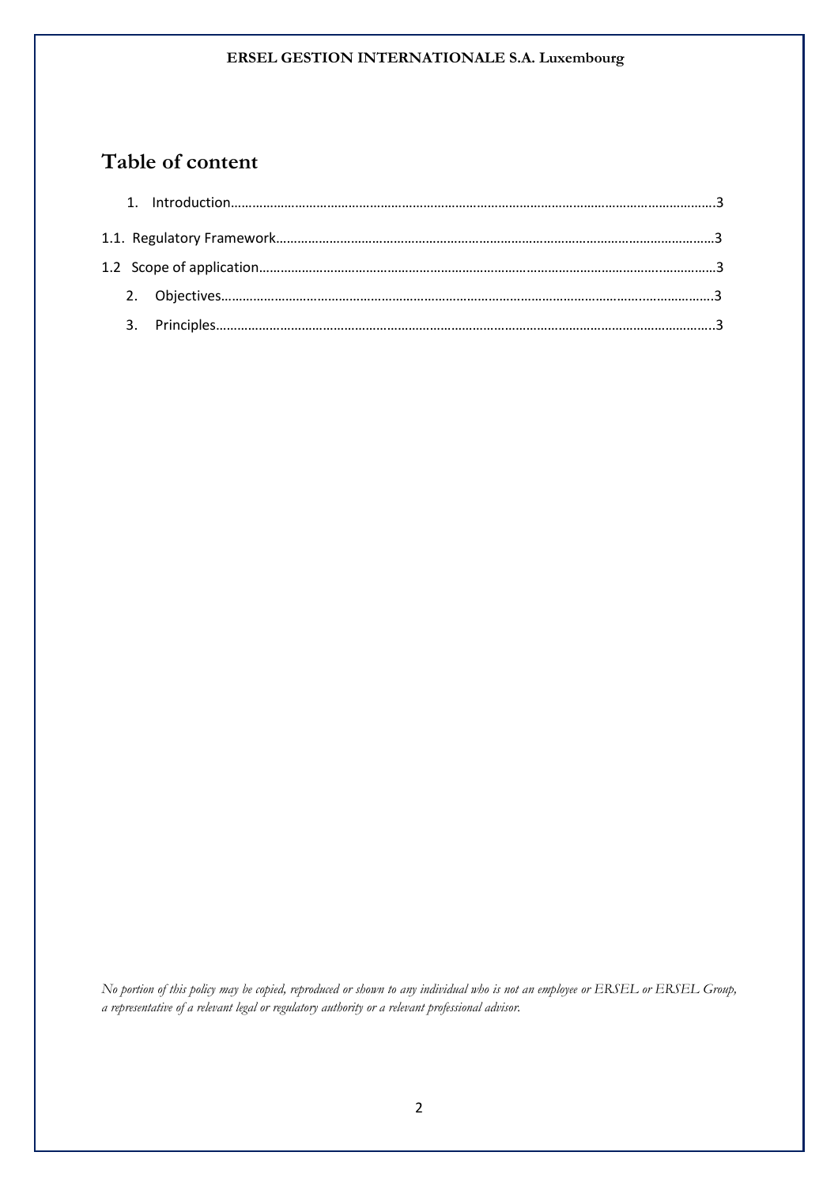# Table of content

1. Introduction……………………………………………………………………………………………………………………3

1.1. Regulatory Framework……………………………………………………………………………………………………3

1.2 Scope of application…………………………………………………………………………………………………………3

2. Objectives…………………………………………………………………………………………………………………………3

3. Principles…………………………………………………………………………………………………………………………..3

*No portion of this policy may be copied, reproduced or shown to any individual who is not an employee or ERSEL or ERSEL Group, a representative of a relevant legal or regulatory authority or a relevant professional advisor.*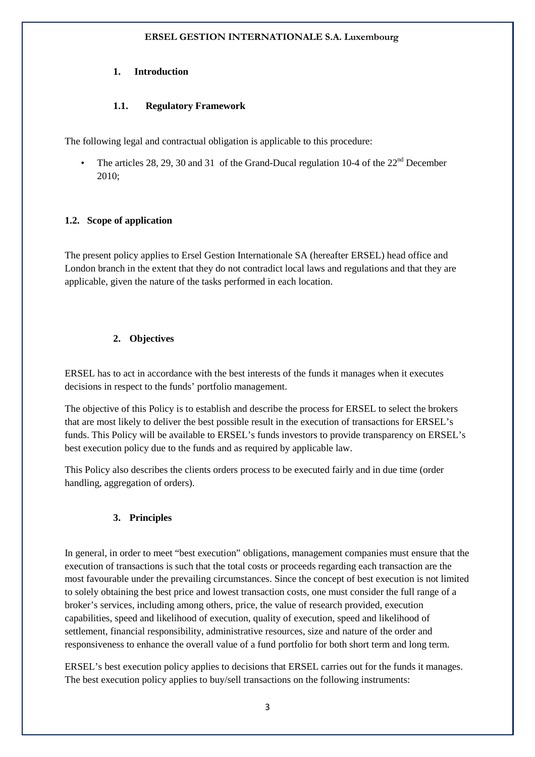## 1. Introduction

### 1.1. Regulatory Framework

The following legal and contractual obligation is applicable to this procedure:

- The articles 28, 29, 30 and 31 of the Grand-Ducal regulation 10-4 of the 22nd December 2010;

### 1.2. Scope of application

The present policy applies to Ersel Gestion Internationale SA (hereafter ERSEL) head office and London branch in the extent that they do not contradict local laws and regulations and that they are applicable, given the nature of the tasks performed in each location.

## 2. Objectives

ERSEL has to act in accordance with the best interests of the funds it manages when it executes decisions in respect to the funds' portfolio management.

The objective of this Policy is to establish and describe the process for ERSEL to select the brokers that are most likely to deliver the best possible result in the execution of transactions for ERSEL's funds. This Policy will be available to ERSEL's funds investors to provide transparency on ERSEL's best execution policy due to the funds and as required by applicable law.

This Policy also describes the clients orders process to be executed fairly and in due time (order handling, aggregation of orders).

## 3. Principles

In general, in order to meet "best execution" obligations, management companies must ensure that the execution of transactions is such that the total costs or proceeds regarding each transaction are the most favourable under the prevailing circumstances. Since the concept of best execution is not limited to solely obtaining the best price and lowest transaction costs, one must consider the full range of a broker's services, including among others, price, the value of research provided, execution capabilities, speed and likelihood of execution, quality of execution, speed and likelihood of settlement, financial responsibility, administrative resources, size and nature of the order and responsiveness to enhance the overall value of a fund portfolio for both short term and long term.

ERSEL's best execution policy applies to decisions that ERSEL carries out for the funds it manages. The best execution policy applies to buy/sell transactions on the following instruments: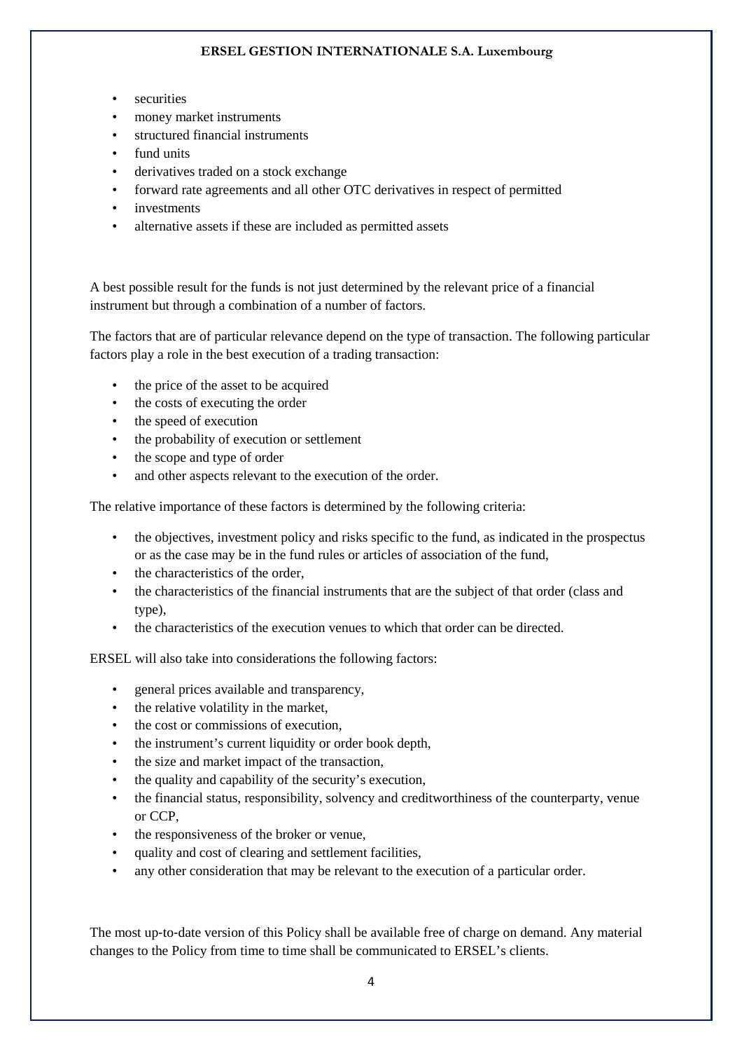- securities
- money market instruments
- structured financial instruments
- fund units
- derivatives traded on a stock exchange
- forward rate agreements and all other OTC derivatives in respect of permitted
- investments
- alternative assets if these are included as permitted assets

A best possible result for the funds is not just determined by the relevant price of a financial instrument but through a combination of a number of factors.

The factors that are of particular relevance depend on the type of transaction. The following particular factors play a role in the best execution of a trading transaction:

- the price of the asset to be acquired
- the costs of executing the order
- the speed of execution
- the probability of execution or settlement
- the scope and type of order
- and other aspects relevant to the execution of the order.

The relative importance of these factors is determined by the following criteria:

- the objectives, investment policy and risks specific to the fund, as indicated in the prospectus or as the case may be in the fund rules or articles of association of the fund,
- the characteristics of the order,
- the characteristics of the financial instruments that are the subject of that order (class and type),
- the characteristics of the execution venues to which that order can be directed.

ERSEL will also take into considerations the following factors:

- general prices available and transparency,
- the relative volatility in the market,
- the cost or commissions of execution,
- the instrument's current liquidity or order book depth,
- the size and market impact of the transaction,
- the quality and capability of the security's execution,
- the financial status, responsibility, solvency and creditworthiness of the counterparty, venue or CCP,
- the responsiveness of the broker or venue,
- quality and cost of clearing and settlement facilities,
- any other consideration that may be relevant to the execution of a particular order.

The most up-to-date version of this Policy shall be available free of charge on demand. Any material changes to the Policy from time to time shall be communicated to ERSEL's clients.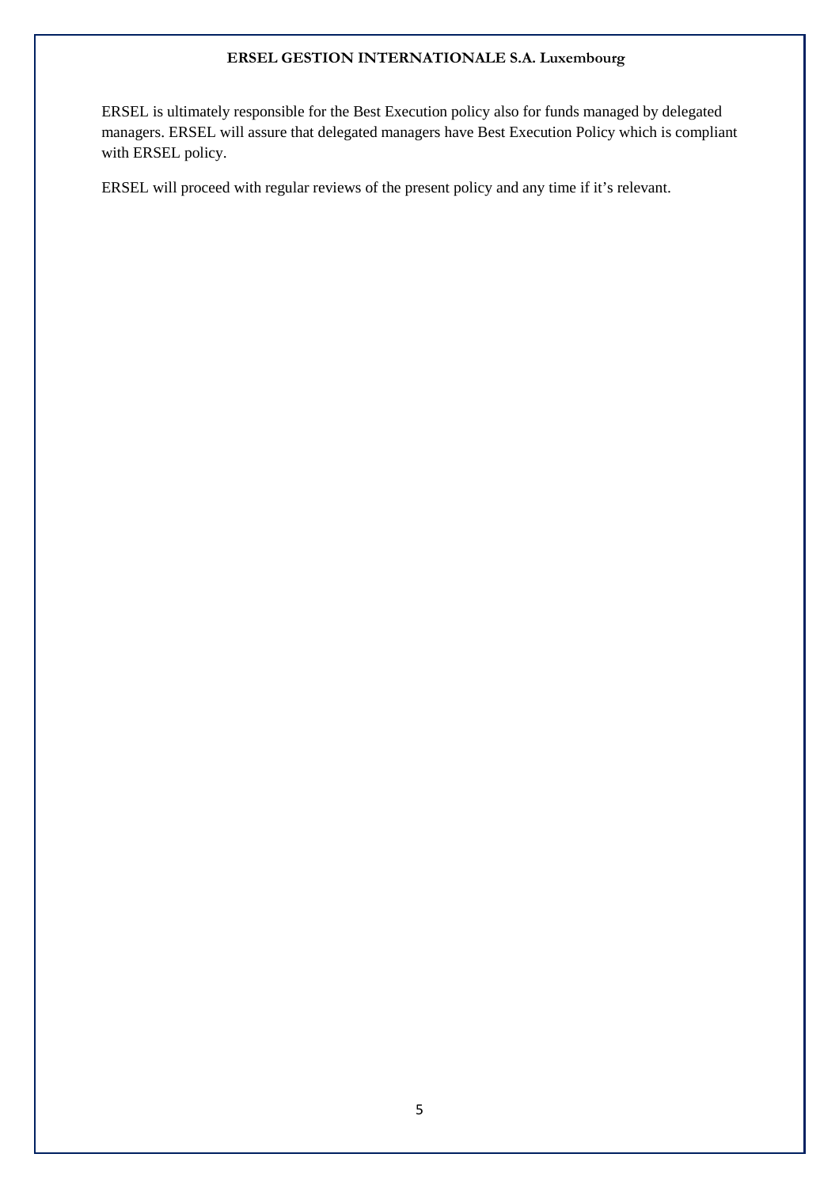ERSEL is ultimately responsible for the Best Execution policy also for funds managed by delegated managers. ERSEL will assure that delegated managers have Best Execution Policy which is compliant with ERSEL policy.

ERSEL will proceed with regular reviews of the present policy and any time if it's relevant.